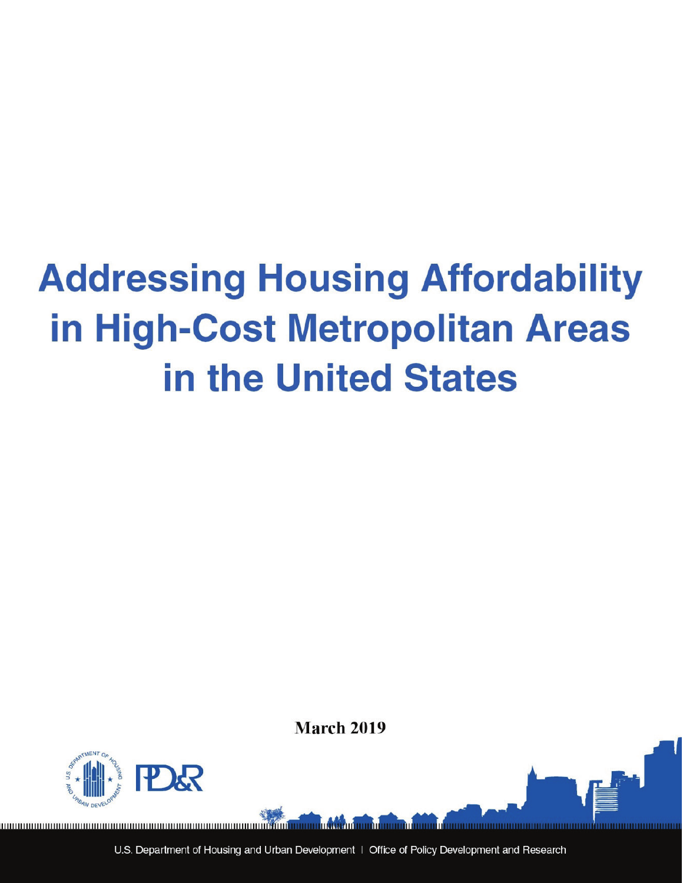# Addressing Housing Affordability in High-Cost Metropolitan Areas in the United States

**March 2019**

U.S. Department of Housing and Urban Development | Office of Policy Development and Research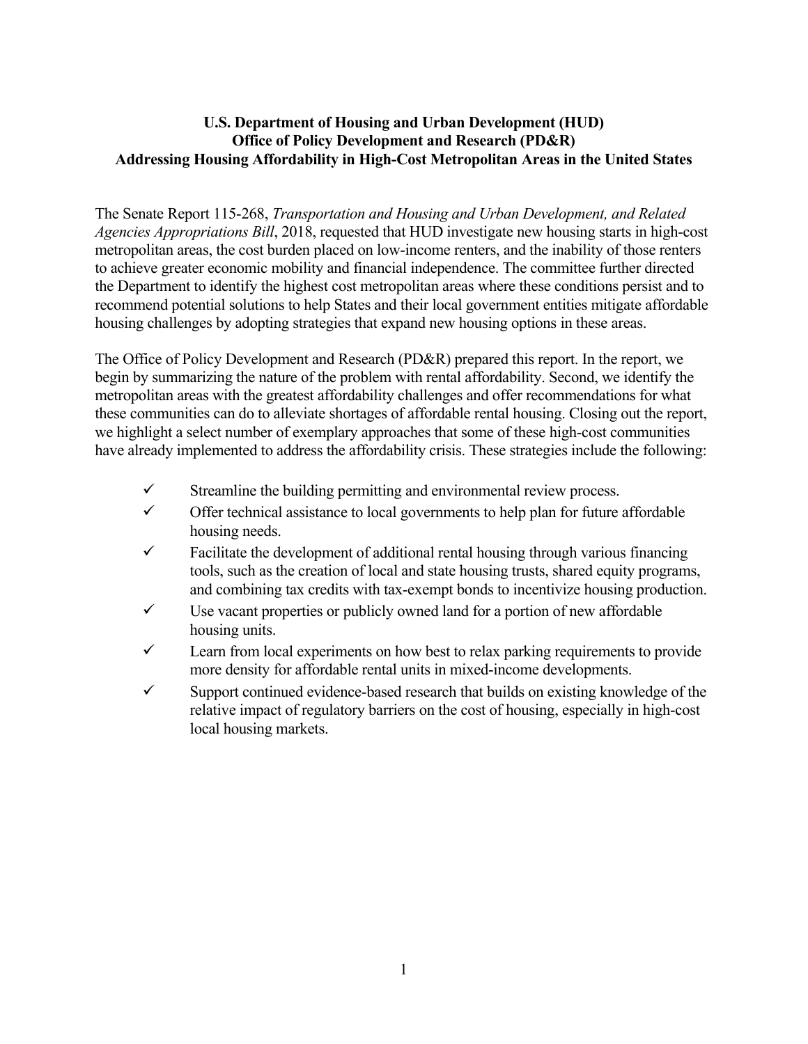**U.S. Department of Housing and Urban Development (HUD)**
**Office of Policy Development and Research (PD&R)**
**Addressing Housing Affordability in High-Cost Metropolitan Areas in the United States**

The Senate Report 115-268, *Transportation and Housing and Urban Development, and Related Agencies Appropriations Bill*, 2018, requested that HUD investigate new housing starts in high-cost metropolitan areas, the cost burden placed on low-income renters, and the inability of those renters to achieve greater economic mobility and financial independence. The committee further directed the Department to identify the highest cost metropolitan areas where these conditions persist and to recommend potential solutions to help States and their local government entities mitigate affordable housing challenges by adopting strategies that expand new housing options in these areas.

The Office of Policy Development and Research (PD&R) prepared this report. In the report, we begin by summarizing the nature of the problem with rental affordability. Second, we identify the metropolitan areas with the greatest affordability challenges and offer recommendations for what these communities can do to alleviate shortages of affordable rental housing. Closing out the report, we highlight a select number of exemplary approaches that some of these high-cost communities have already implemented to address the affordability crisis. These strategies include the following:

- ✓ Streamline the building permitting and environmental review process.
- ✓ Offer technical assistance to local governments to help plan for future affordable housing needs.
- ✓ Facilitate the development of additional rental housing through various financing tools, such as the creation of local and state housing trusts, shared equity programs, and combining tax credits with tax-exempt bonds to incentivize housing production.
- ✓ Use vacant properties or publicly owned land for a portion of new affordable housing units.
- ✓ Learn from local experiments on how best to relax parking requirements to provide more density for affordable rental units in mixed-income developments.
- ✓ Support continued evidence-based research that builds on existing knowledge of the relative impact of regulatory barriers on the cost of housing, especially in high-cost local housing markets.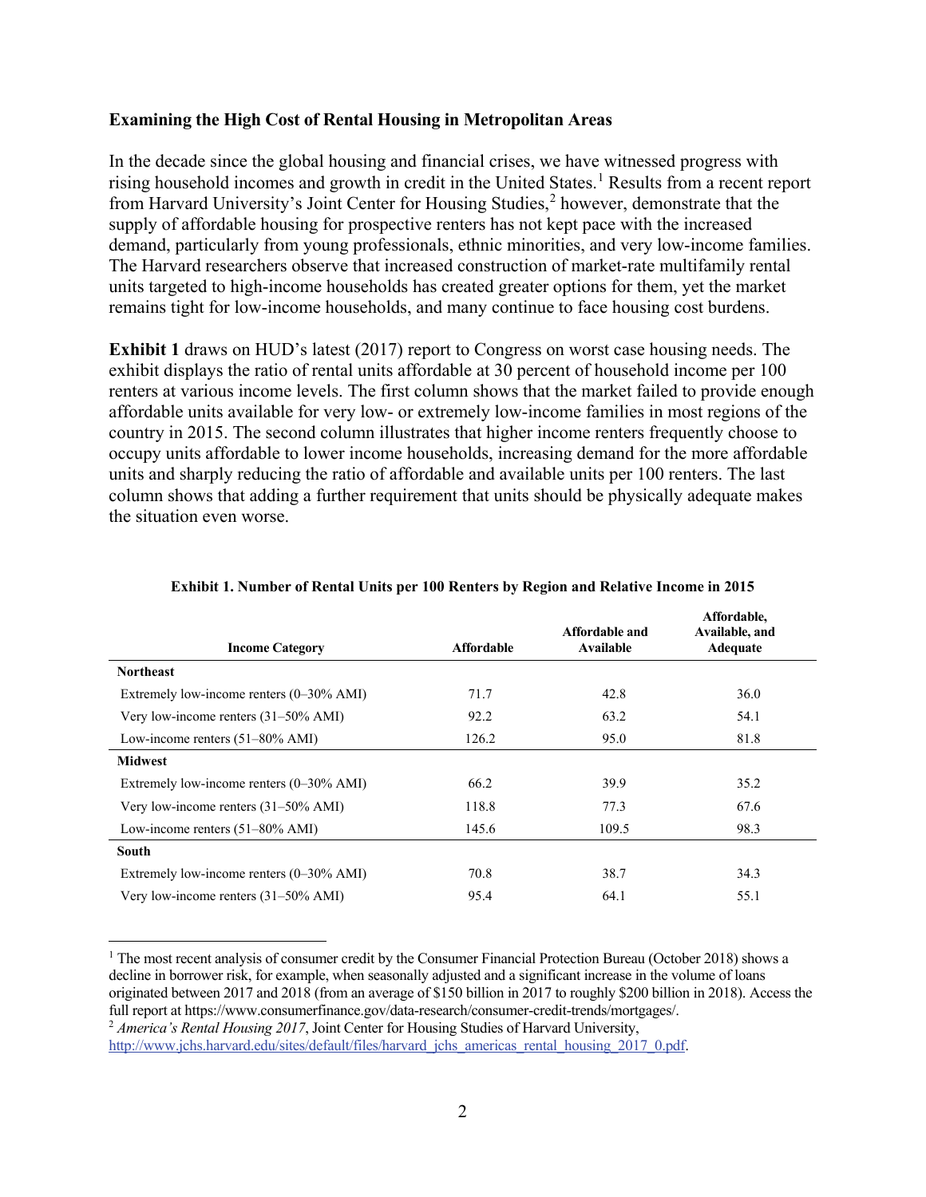**Examining the High Cost of Rental Housing in Metropolitan Areas**

In the decade since the global housing and financial crises, we have witnessed progress with rising household incomes and growth in credit in the United States.[1] Results from a recent report from Harvard University's Joint Center for Housing Studies,[2] however, demonstrate that the supply of affordable housing for prospective renters has not kept pace with the increased demand, particularly from young professionals, ethnic minorities, and very low-income families. The Harvard researchers observe that increased construction of market-rate multifamily rental units targeted to high-income households has created greater options for them, yet the market remains tight for low-income households, and many continue to face housing cost burdens.

**Exhibit 1** draws on HUD's latest (2017) report to Congress on worst case housing needs. The exhibit displays the ratio of rental units affordable at 30 percent of household income per 100 renters at various income levels. The first column shows that the market failed to provide enough affordable units available for very low- or extremely low-income families in most regions of the country in 2015. The second column illustrates that higher income renters frequently choose to occupy units affordable to lower income households, increasing demand for the more affordable units and sharply reducing the ratio of affordable and available units per 100 renters. The last column shows that adding a further requirement that units should be physically adequate makes the situation even worse.

**Exhibit 1. Number of Rental Units per 100 Renters by Region and Relative Income in 2015**

| Income Category | Affordable | Affordable and Available | Affordable, Available, and Adequate |
|---|---|---|---|
| **Northeast** | | | |
| Extremely low-income renters (0–30% AMI) | 71.7 | 42.8 | 36.0 |
| Very low-income renters (31–50% AMI) | 92.2 | 63.2 | 54.1 |
| Low-income renters (51–80% AMI) | 126.2 | 95.0 | 81.8 |
| **Midwest** | | | |
| Extremely low-income renters (0–30% AMI) | 66.2 | 39.9 | 35.2 |
| Very low-income renters (31–50% AMI) | 118.8 | 77.3 | 67.6 |
| Low-income renters (51–80% AMI) | 145.6 | 109.5 | 98.3 |
| **South** | | | |
| Extremely low-income renters (0–30% AMI) | 70.8 | 38.7 | 34.3 |
| Very low-income renters (31–50% AMI) | 95.4 | 64.1 | 55.1 |

[1] The most recent analysis of consumer credit by the Consumer Financial Protection Bureau (October 2018) shows a decline in borrower risk, for example, when seasonally adjusted and a significant increase in the volume of loans originated between 2017 and 2018 (from an average of $150 billion in 2017 to roughly $200 billion in 2018). Access the full report at https://www.consumerfinance.gov/data-research/consumer-credit-trends/mortgages/.

[2] *America's Rental Housing 2017*, Joint Center for Housing Studies of Harvard University, http://www.jchs.harvard.edu/sites/default/files/harvard_jchs_americas_rental_housing_2017_0.pdf.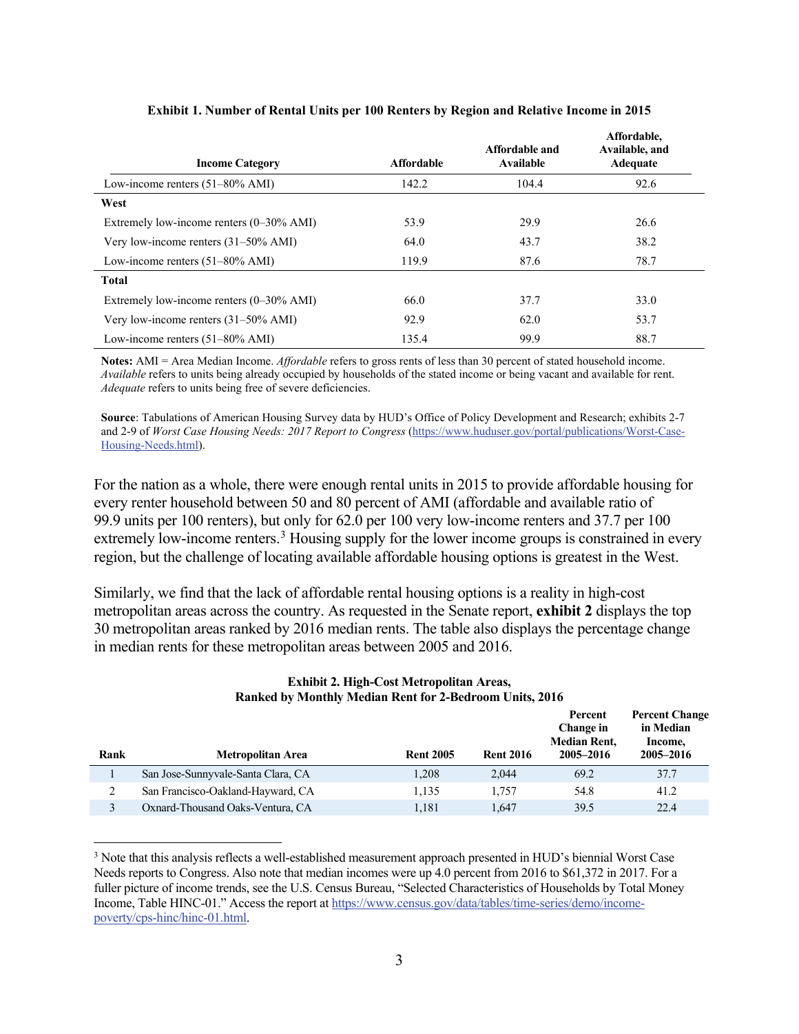**Exhibit 1. Number of Rental Units per 100 Renters by Region and Relative Income in 2015**

| Income Category | Affordable | Affordable and Available | Affordable, Available, and Adequate |
|---|---|---|---|
| Low-income renters (51–80% AMI) | 142.2 | 104.4 | 92.6 |
| **West** | | | |
| Extremely low-income renters (0–30% AMI) | 53.9 | 29.9 | 26.6 |
| Very low-income renters (31–50% AMI) | 64.0 | 43.7 | 38.2 |
| Low-income renters (51–80% AMI) | 119.9 | 87.6 | 78.7 |
| **Total** | | | |
| Extremely low-income renters (0–30% AMI) | 66.0 | 37.7 | 33.0 |
| Very low-income renters (31–50% AMI) | 92.9 | 62.0 | 53.7 |
| Low-income renters (51–80% AMI) | 135.4 | 99.9 | 88.7 |

**Notes:** AMI = Area Median Income. *Affordable* refers to gross rents of less than 30 percent of stated household income. *Available* refers to units being already occupied by households of the stated income or being vacant and available for rent. *Adequate* refers to units being free of severe deficiencies.

**Source**: Tabulations of American Housing Survey data by HUD's Office of Policy Development and Research; exhibits 2-7 and 2-9 of *Worst Case Housing Needs: 2017 Report to Congress* (https://www.huduser.gov/portal/publications/Worst-Case-Housing-Needs.html).

For the nation as a whole, there were enough rental units in 2015 to provide affordable housing for every renter household between 50 and 80 percent of AMI (affordable and available ratio of 99.9 units per 100 renters), but only for 62.0 per 100 very low-income renters and 37.7 per 100 extremely low-income renters.[3] Housing supply for the lower income groups is constrained in every region, but the challenge of locating available affordable housing options is greatest in the West.

Similarly, we find that the lack of affordable rental housing options is a reality in high-cost metropolitan areas across the country. As requested in the Senate report, **exhibit 2** displays the top 30 metropolitan areas ranked by 2016 median rents. The table also displays the percentage change in median rents for these metropolitan areas between 2005 and 2016.

**Exhibit 2. High-Cost Metropolitan Areas, Ranked by Monthly Median Rent for 2-Bedroom Units, 2016**

| Rank | Metropolitan Area | Rent 2005 | Rent 2016 | Percent Change in Median Rent, 2005–2016 | Percent Change in Median Income, 2005–2016 |
|---|---|---|---|---|---|
| 1 | San Jose-Sunnyvale-Santa Clara, CA | 1,208 | 2,044 | 69.2 | 37.7 |
| 2 | San Francisco-Oakland-Hayward, CA | 1,135 | 1,757 | 54.8 | 41.2 |
| 3 | Oxnard-Thousand Oaks-Ventura, CA | 1,181 | 1,647 | 39.5 | 22.4 |

[3] Note that this analysis reflects a well-established measurement approach presented in HUD's biennial Worst Case Needs reports to Congress. Also note that median incomes were up 4.0 percent from 2016 to $61,372 in 2017. For a fuller picture of income trends, see the U.S. Census Bureau, "Selected Characteristics of Households by Total Money Income, Table HINC-01." Access the report at https://www.census.gov/data/tables/time-series/demo/income-poverty/cps-hinc/hinc-01.html.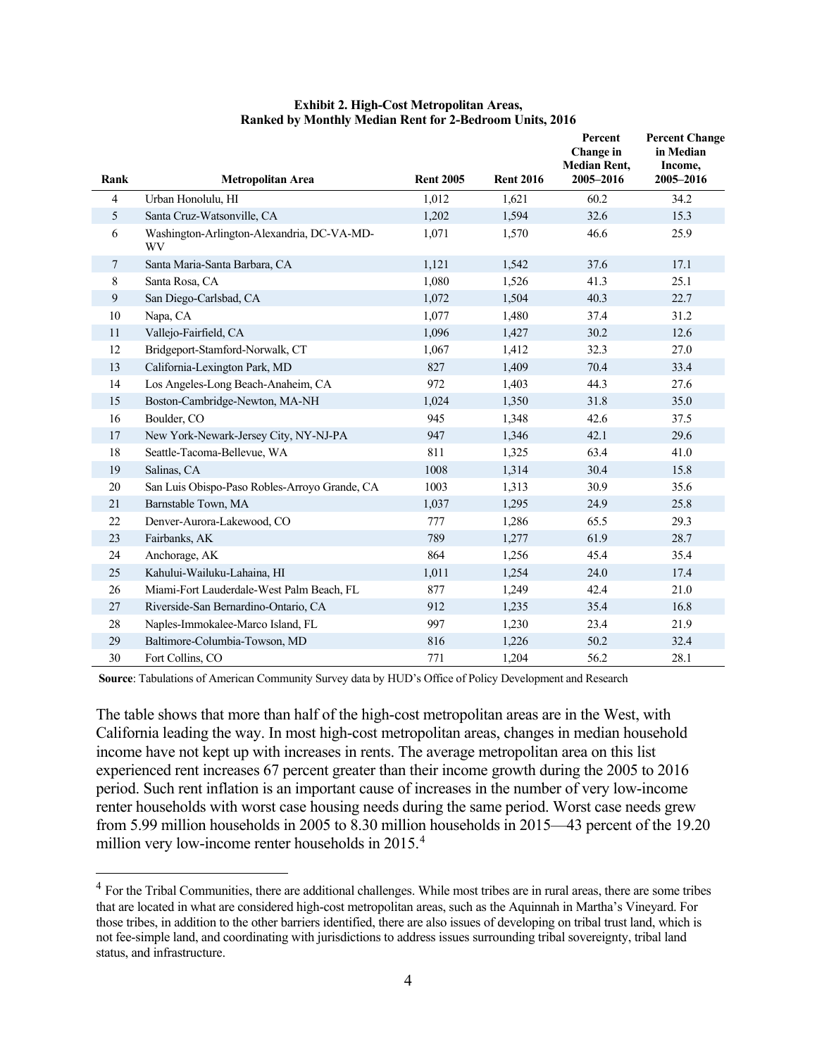**Exhibit 2. High-Cost Metropolitan Areas, Ranked by Monthly Median Rent for 2-Bedroom Units, 2016**

| Rank | Metropolitan Area | Rent 2005 | Rent 2016 | Percent Change in Median Rent, 2005–2016 | Percent Change in Median Income, 2005–2016 |
|---|---|---|---|---|---|
| 4 | Urban Honolulu, HI | 1,012 | 1,621 | 60.2 | 34.2 |
| 5 | Santa Cruz-Watsonville, CA | 1,202 | 1,594 | 32.6 | 15.3 |
| 6 | Washington-Arlington-Alexandria, DC-VA-MD-WV | 1,071 | 1,570 | 46.6 | 25.9 |
| 7 | Santa Maria-Santa Barbara, CA | 1,121 | 1,542 | 37.6 | 17.1 |
| 8 | Santa Rosa, CA | 1,080 | 1,526 | 41.3 | 25.1 |
| 9 | San Diego-Carlsbad, CA | 1,072 | 1,504 | 40.3 | 22.7 |
| 10 | Napa, CA | 1,077 | 1,480 | 37.4 | 31.2 |
| 11 | Vallejo-Fairfield, CA | 1,096 | 1,427 | 30.2 | 12.6 |
| 12 | Bridgeport-Stamford-Norwalk, CT | 1,067 | 1,412 | 32.3 | 27.0 |
| 13 | California-Lexington Park, MD | 827 | 1,409 | 70.4 | 33.4 |
| 14 | Los Angeles-Long Beach-Anaheim, CA | 972 | 1,403 | 44.3 | 27.6 |
| 15 | Boston-Cambridge-Newton, MA-NH | 1,024 | 1,350 | 31.8 | 35.0 |
| 16 | Boulder, CO | 945 | 1,348 | 42.6 | 37.5 |
| 17 | New York-Newark-Jersey City, NY-NJ-PA | 947 | 1,346 | 42.1 | 29.6 |
| 18 | Seattle-Tacoma-Bellevue, WA | 811 | 1,325 | 63.4 | 41.0 |
| 19 | Salinas, CA | 1008 | 1,314 | 30.4 | 15.8 |
| 20 | San Luis Obispo-Paso Robles-Arroyo Grande, CA | 1003 | 1,313 | 30.9 | 35.6 |
| 21 | Barnstable Town, MA | 1,037 | 1,295 | 24.9 | 25.8 |
| 22 | Denver-Aurora-Lakewood, CO | 777 | 1,286 | 65.5 | 29.3 |
| 23 | Fairbanks, AK | 789 | 1,277 | 61.9 | 28.7 |
| 24 | Anchorage, AK | 864 | 1,256 | 45.4 | 35.4 |
| 25 | Kahului-Wailuku-Lahaina, HI | 1,011 | 1,254 | 24.0 | 17.4 |
| 26 | Miami-Fort Lauderdale-West Palm Beach, FL | 877 | 1,249 | 42.4 | 21.0 |
| 27 | Riverside-San Bernardino-Ontario, CA | 912 | 1,235 | 35.4 | 16.8 |
| 28 | Naples-Immokalee-Marco Island, FL | 997 | 1,230 | 23.4 | 21.9 |
| 29 | Baltimore-Columbia-Towson, MD | 816 | 1,226 | 50.2 | 32.4 |
| 30 | Fort Collins, CO | 771 | 1,204 | 56.2 | 28.1 |

**Source**: Tabulations of American Community Survey data by HUD's Office of Policy Development and Research

The table shows that more than half of the high-cost metropolitan areas are in the West, with California leading the way. In most high-cost metropolitan areas, changes in median household income have not kept up with increases in rents. The average metropolitan area on this list experienced rent increases 67 percent greater than their income growth during the 2005 to 2016 period. Such rent inflation is an important cause of increases in the number of very low-income renter households with worst case housing needs during the same period. Worst case needs grew from 5.99 million households in 2005 to 8.30 million households in 2015—43 percent of the 19.20 million very low-income renter households in 2015.[4]

[4] For the Tribal Communities, there are additional challenges. While most tribes are in rural areas, there are some tribes that are located in what are considered high-cost metropolitan areas, such as the Aquinnah in Martha's Vineyard. For those tribes, in addition to the other barriers identified, there are also issues of developing on tribal trust land, which is not fee-simple land, and coordinating with jurisdictions to address issues surrounding tribal sovereignty, tribal land status, and infrastructure.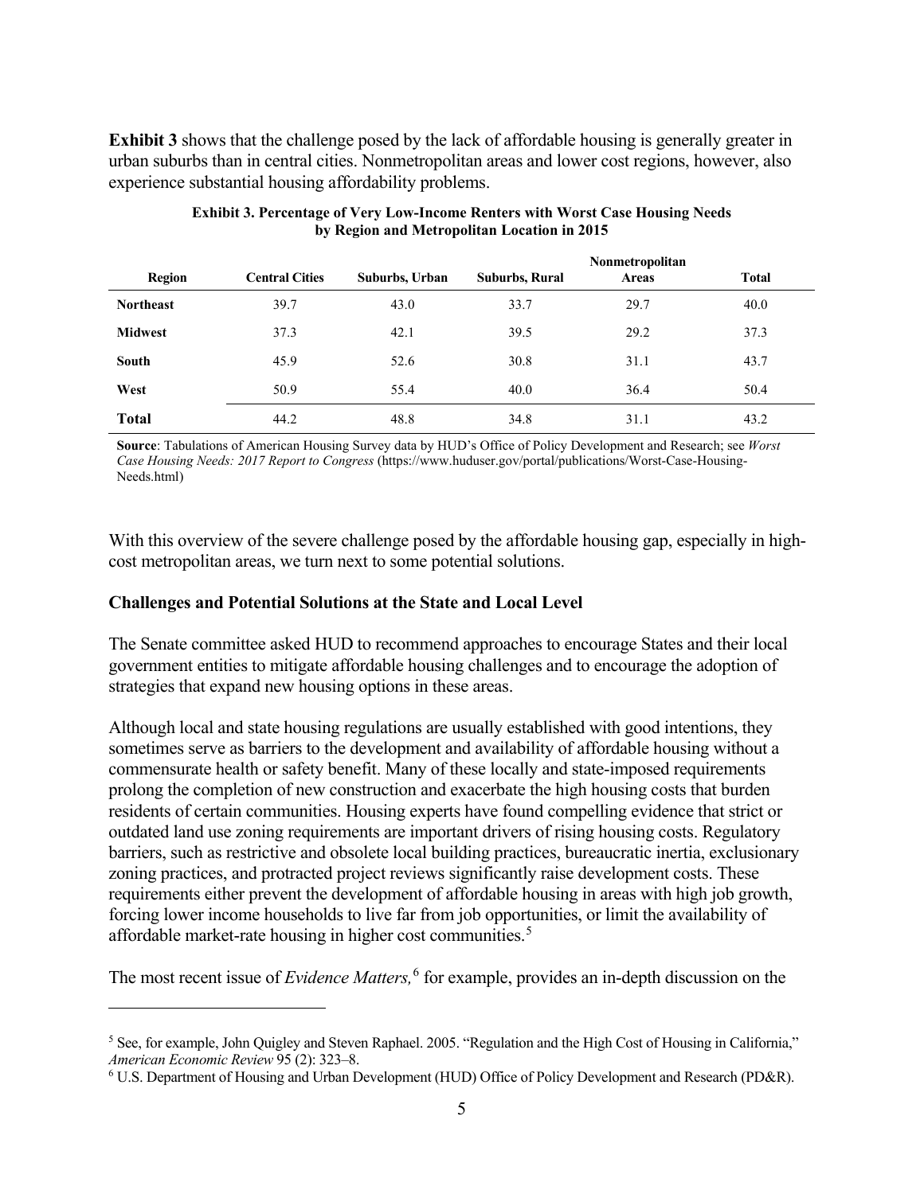**Exhibit 3** shows that the challenge posed by the lack of affordable housing is generally greater in urban suburbs than in central cities. Nonmetropolitan areas and lower cost regions, however, also experience substantial housing affordability problems.

**Exhibit 3. Percentage of Very Low-Income Renters with Worst Case Housing Needs by Region and Metropolitan Location in 2015**

| Region | Central Cities | Suburbs, Urban | Suburbs, Rural | Nonmetropolitan Areas | Total |
|---|---|---|---|---|---|
| **Northeast** | 39.7 | 43.0 | 33.7 | 29.7 | 40.0 |
| **Midwest** | 37.3 | 42.1 | 39.5 | 29.2 | 37.3 |
| **South** | 45.9 | 52.6 | 30.8 | 31.1 | 43.7 |
| **West** | 50.9 | 55.4 | 40.0 | 36.4 | 50.4 |
| **Total** | 44.2 | 48.8 | 34.8 | 31.1 | 43.2 |

**Source**: Tabulations of American Housing Survey data by HUD's Office of Policy Development and Research; see *Worst Case Housing Needs: 2017 Report to Congress* (https://www.huduser.gov/portal/publications/Worst-Case-Housing-Needs.html)

With this overview of the severe challenge posed by the affordable housing gap, especially in high-cost metropolitan areas, we turn next to some potential solutions.

### Challenges and Potential Solutions at the State and Local Level

The Senate committee asked HUD to recommend approaches to encourage States and their local government entities to mitigate affordable housing challenges and to encourage the adoption of strategies that expand new housing options in these areas.

Although local and state housing regulations are usually established with good intentions, they sometimes serve as barriers to the development and availability of affordable housing without a commensurate health or safety benefit. Many of these locally and state-imposed requirements prolong the completion of new construction and exacerbate the high housing costs that burden residents of certain communities. Housing experts have found compelling evidence that strict or outdated land use zoning requirements are important drivers of rising housing costs. Regulatory barriers, such as restrictive and obsolete local building practices, bureaucratic inertia, exclusionary zoning practices, and protracted project reviews significantly raise development costs. These requirements either prevent the development of affordable housing in areas with high job growth, forcing lower income households to live far from job opportunities, or limit the availability of affordable market-rate housing in higher cost communities.[5]

The most recent issue of *Evidence Matters,*[6] for example, provides an in-depth discussion on the

[5] See, for example, John Quigley and Steven Raphael. 2005. "Regulation and the High Cost of Housing in California," *American Economic Review* 95 (2): 323–8.

[6] U.S. Department of Housing and Urban Development (HUD) Office of Policy Development and Research (PD&R).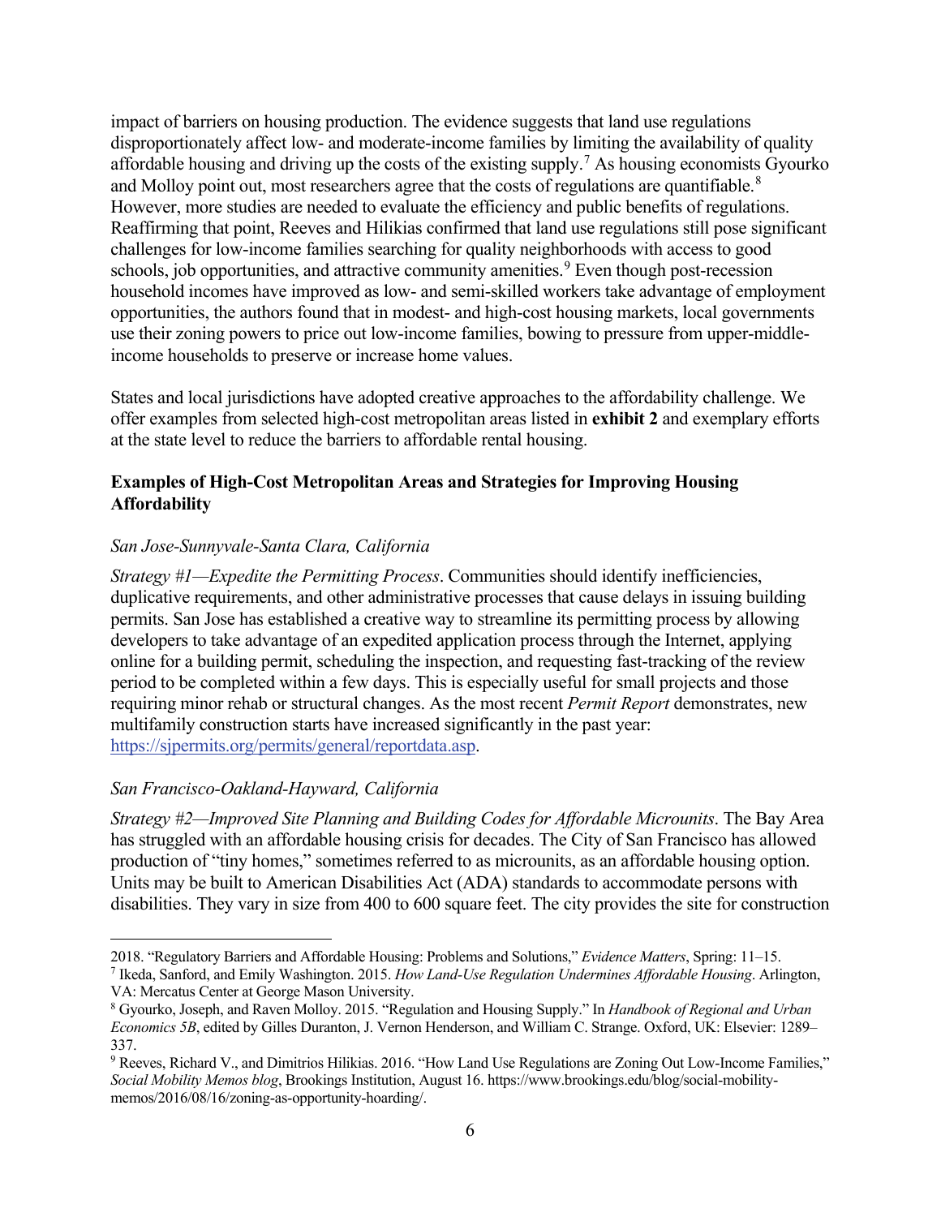impact of barriers on housing production. The evidence suggests that land use regulations disproportionately affect low- and moderate-income families by limiting the availability of quality affordable housing and driving up the costs of the existing supply.[7] As housing economists Gyourko and Molloy point out, most researchers agree that the costs of regulations are quantifiable.[8] However, more studies are needed to evaluate the efficiency and public benefits of regulations. Reaffirming that point, Reeves and Hilikias confirmed that land use regulations still pose significant challenges for low-income families searching for quality neighborhoods with access to good schools, job opportunities, and attractive community amenities.[9] Even though post-recession household incomes have improved as low- and semi-skilled workers take advantage of employment opportunities, the authors found that in modest- and high-cost housing markets, local governments use their zoning powers to price out low-income families, bowing to pressure from upper-middle-income households to preserve or increase home values.

States and local jurisdictions have adopted creative approaches to the affordability challenge. We offer examples from selected high-cost metropolitan areas listed in **exhibit 2** and exemplary efforts at the state level to reduce the barriers to affordable rental housing.

### Examples of High-Cost Metropolitan Areas and Strategies for Improving Housing Affordability

*San Jose-Sunnyvale-Santa Clara, California*

*Strategy #1—Expedite the Permitting Process*. Communities should identify inefficiencies, duplicative requirements, and other administrative processes that cause delays in issuing building permits. San Jose has established a creative way to streamline its permitting process by allowing developers to take advantage of an expedited application process through the Internet, applying online for a building permit, scheduling the inspection, and requesting fast-tracking of the review period to be completed within a few days. This is especially useful for small projects and those requiring minor rehab or structural changes. As the most recent *Permit Report* demonstrates, new multifamily construction starts have increased significantly in the past year: https://sjpermits.org/permits/general/reportdata.asp.

*San Francisco-Oakland-Hayward, California*

*Strategy #2—Improved Site Planning and Building Codes for Affordable Microunits*. The Bay Area has struggled with an affordable housing crisis for decades. The City of San Francisco has allowed production of "tiny homes," sometimes referred to as microunits, as an affordable housing option. Units may be built to American Disabilities Act (ADA) standards to accommodate persons with disabilities. They vary in size from 400 to 600 square feet. The city provides the site for construction

---

2018. "Regulatory Barriers and Affordable Housing: Problems and Solutions," *Evidence Matters*, Spring: 11–15.

[7] Ikeda, Sanford, and Emily Washington. 2015. *How Land-Use Regulation Undermines Affordable Housing*. Arlington, VA: Mercatus Center at George Mason University.

[8] Gyourko, Joseph, and Raven Molloy. 2015. "Regulation and Housing Supply." In *Handbook of Regional and Urban Economics 5B*, edited by Gilles Duranton, J. Vernon Henderson, and William C. Strange. Oxford, UK: Elsevier: 1289–337.

[9] Reeves, Richard V., and Dimitrios Hilikias. 2016. "How Land Use Regulations are Zoning Out Low-Income Families," *Social Mobility Memos blog*, Brookings Institution, August 16. https://www.brookings.edu/blog/social-mobility-memos/2016/08/16/zoning-as-opportunity-hoarding/.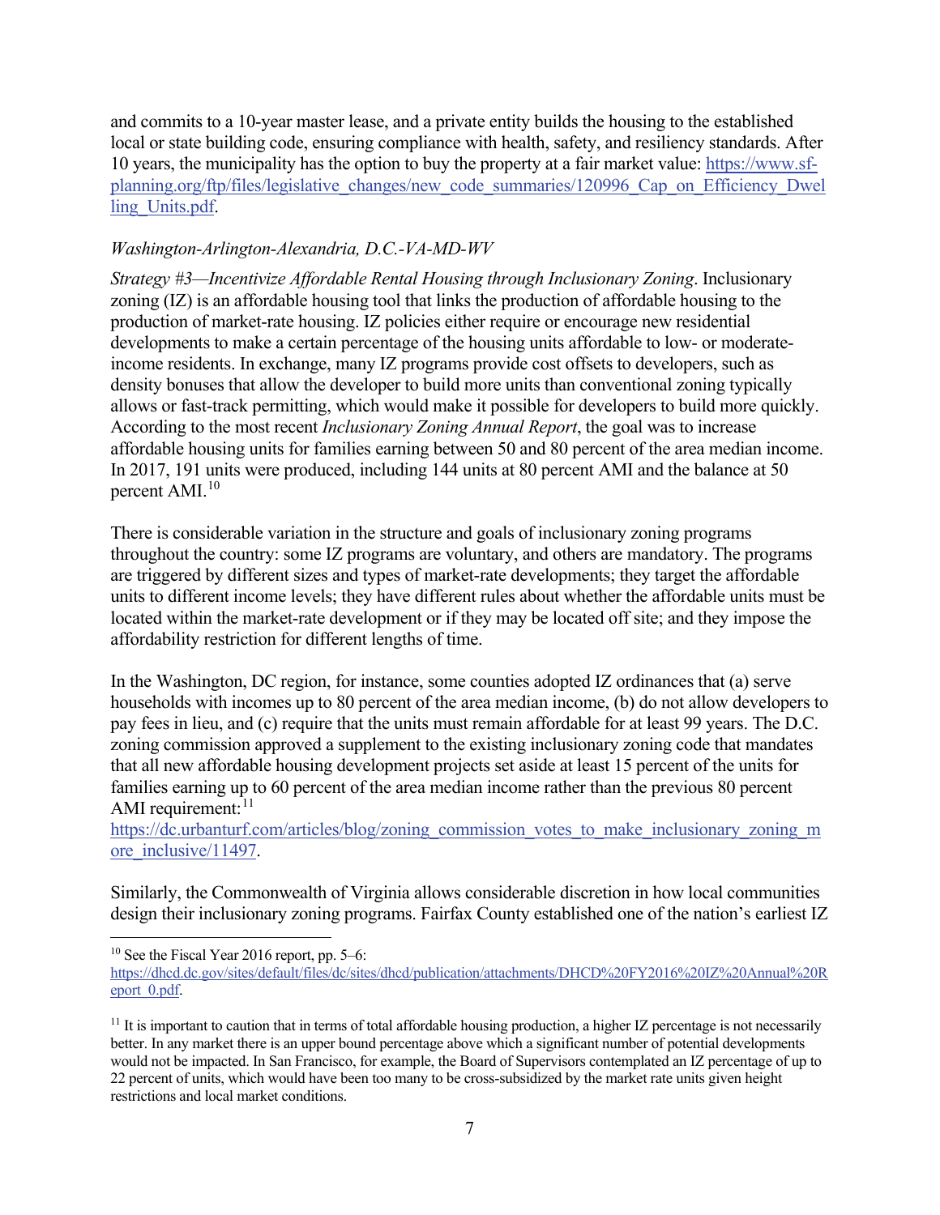and commits to a 10-year master lease, and a private entity builds the housing to the established local or state building code, ensuring compliance with health, safety, and resiliency standards. After 10 years, the municipality has the option to buy the property at a fair market value: [https://www.sf-planning.org/ftp/files/legislative_changes/new_code_summaries/120996_Cap_on_Efficiency_Dwelling_Units.pdf](https://www.sf-planning.org/ftp/files/legislative_changes/new_code_summaries/120996_Cap_on_Efficiency_Dwelling_Units.pdf).

*Washington-Arlington-Alexandria, D.C.-VA-MD-WV*

*Strategy #3—Incentivize Affordable Rental Housing through Inclusionary Zoning*. Inclusionary zoning (IZ) is an affordable housing tool that links the production of affordable housing to the production of market-rate housing. IZ policies either require or encourage new residential developments to make a certain percentage of the housing units affordable to low- or moderate-income residents. In exchange, many IZ programs provide cost offsets to developers, such as density bonuses that allow the developer to build more units than conventional zoning typically allows or fast-track permitting, which would make it possible for developers to build more quickly. According to the most recent *Inclusionary Zoning Annual Report*, the goal was to increase affordable housing units for families earning between 50 and 80 percent of the area median income. In 2017, 191 units were produced, including 144 units at 80 percent AMI and the balance at 50 percent AMI.[10]

There is considerable variation in the structure and goals of inclusionary zoning programs throughout the country: some IZ programs are voluntary, and others are mandatory. The programs are triggered by different sizes and types of market-rate developments; they target the affordable units to different income levels; they have different rules about whether the affordable units must be located within the market-rate development or if they may be located off site; and they impose the affordability restriction for different lengths of time.

In the Washington, DC region, for instance, some counties adopted IZ ordinances that (a) serve households with incomes up to 80 percent of the area median income, (b) do not allow developers to pay fees in lieu, and (c) require that the units must remain affordable for at least 99 years. The D.C. zoning commission approved a supplement to the existing inclusionary zoning code that mandates that all new affordable housing development projects set aside at least 15 percent of the units for families earning up to 60 percent of the area median income rather than the previous 80 percent AMI requirement:[11] [https://dc.urbanturf.com/articles/blog/zoning_commission_votes_to_make_inclusionary_zoning_more_inclusive/11497](https://dc.urbanturf.com/articles/blog/zoning_commission_votes_to_make_inclusionary_zoning_more_inclusive/11497).

Similarly, the Commonwealth of Virginia allows considerable discretion in how local communities design their inclusionary zoning programs. Fairfax County established one of the nation's earliest IZ

---

[10] See the Fiscal Year 2016 report, pp. 5–6: [https://dhcd.dc.gov/sites/default/files/dc/sites/dhcd/publication/attachments/DHCD%20FY2016%20IZ%20Annual%20Report_0.pdf](https://dhcd.dc.gov/sites/default/files/dc/sites/dhcd/publication/attachments/DHCD%20FY2016%20IZ%20Annual%20Report_0.pdf).

[11] It is important to caution that in terms of total affordable housing production, a higher IZ percentage is not necessarily better. In any market there is an upper bound percentage above which a significant number of potential developments would not be impacted. In San Francisco, for example, the Board of Supervisors contemplated an IZ percentage of up to 22 percent of units, which would have been too many to be cross-subsidized by the market rate units given height restrictions and local market conditions.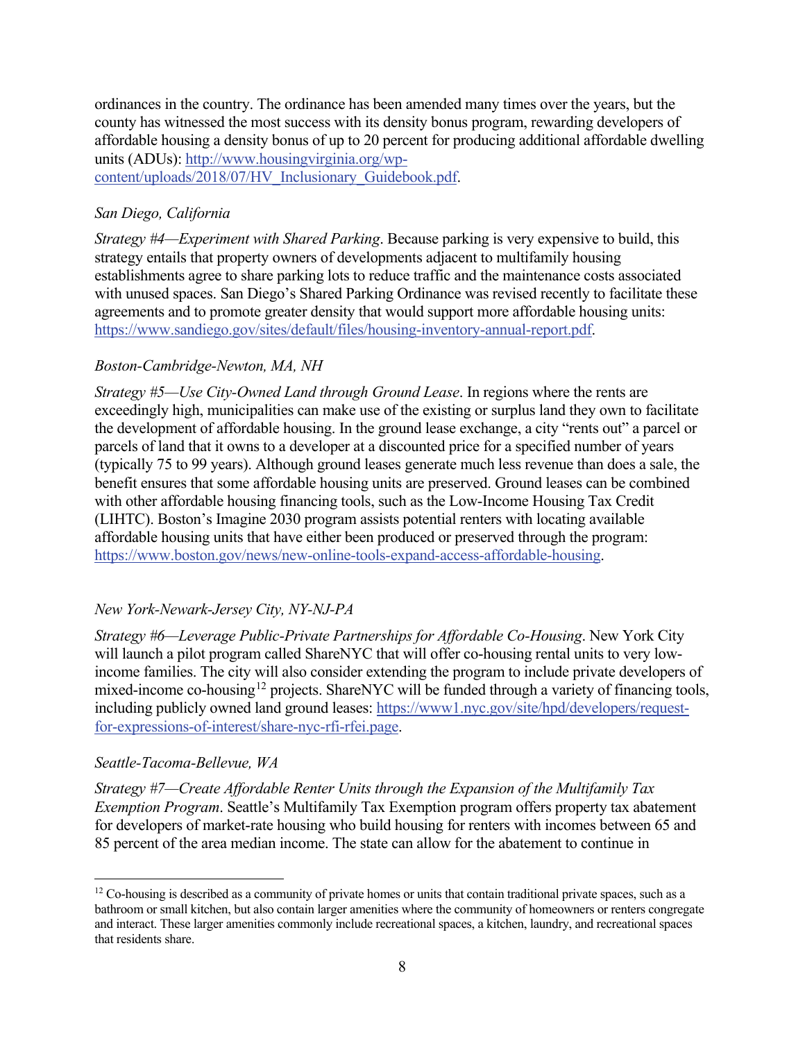ordinances in the country. The ordinance has been amended many times over the years, but the county has witnessed the most success with its density bonus program, rewarding developers of affordable housing a density bonus of up to 20 percent for producing additional affordable dwelling units (ADUs): [http://www.housingvirginia.org/wp-content/uploads/2018/07/HV_Inclusionary_Guidebook.pdf](http://www.housingvirginia.org/wp-content/uploads/2018/07/HV_Inclusionary_Guidebook.pdf).

*San Diego, California*

*Strategy #4—Experiment with Shared Parking*. Because parking is very expensive to build, this strategy entails that property owners of developments adjacent to multifamily housing establishments agree to share parking lots to reduce traffic and the maintenance costs associated with unused spaces. San Diego's Shared Parking Ordinance was revised recently to facilitate these agreements and to promote greater density that would support more affordable housing units: [https://www.sandiego.gov/sites/default/files/housing-inventory-annual-report.pdf](https://www.sandiego.gov/sites/default/files/housing-inventory-annual-report.pdf).

*Boston-Cambridge-Newton, MA, NH*

*Strategy #5—Use City-Owned Land through Ground Lease*. In regions where the rents are exceedingly high, municipalities can make use of the existing or surplus land they own to facilitate the development of affordable housing. In the ground lease exchange, a city "rents out" a parcel or parcels of land that it owns to a developer at a discounted price for a specified number of years (typically 75 to 99 years). Although ground leases generate much less revenue than does a sale, the benefit ensures that some affordable housing units are preserved. Ground leases can be combined with other affordable housing financing tools, such as the Low-Income Housing Tax Credit (LIHTC). Boston's Imagine 2030 program assists potential renters with locating available affordable housing units that have either been produced or preserved through the program: [https://www.boston.gov/news/new-online-tools-expand-access-affordable-housing](https://www.boston.gov/news/new-online-tools-expand-access-affordable-housing).

*New York-Newark-Jersey City, NY-NJ-PA*

*Strategy #6—Leverage Public-Private Partnerships for Affordable Co-Housing*. New York City will launch a pilot program called ShareNYC that will offer co-housing rental units to very low-income families. The city will also consider extending the program to include private developers of mixed-income co-housing[12] projects. ShareNYC will be funded through a variety of financing tools, including publicly owned land ground leases: [https://www1.nyc.gov/site/hpd/developers/request-for-expressions-of-interest/share-nyc-rfi-rfei.page](https://www1.nyc.gov/site/hpd/developers/request-for-expressions-of-interest/share-nyc-rfi-rfei.page).

*Seattle-Tacoma-Bellevue, WA*

*Strategy #7—Create Affordable Renter Units through the Expansion of the Multifamily Tax Exemption Program*. Seattle's Multifamily Tax Exemption program offers property tax abatement for developers of market-rate housing who build housing for renters with incomes between 65 and 85 percent of the area median income. The state can allow for the abatement to continue in

---

[12] Co-housing is described as a community of private homes or units that contain traditional private spaces, such as a bathroom or small kitchen, but also contain larger amenities where the community of homeowners or renters congregate and interact. These larger amenities commonly include recreational spaces, a kitchen, laundry, and recreational spaces that residents share.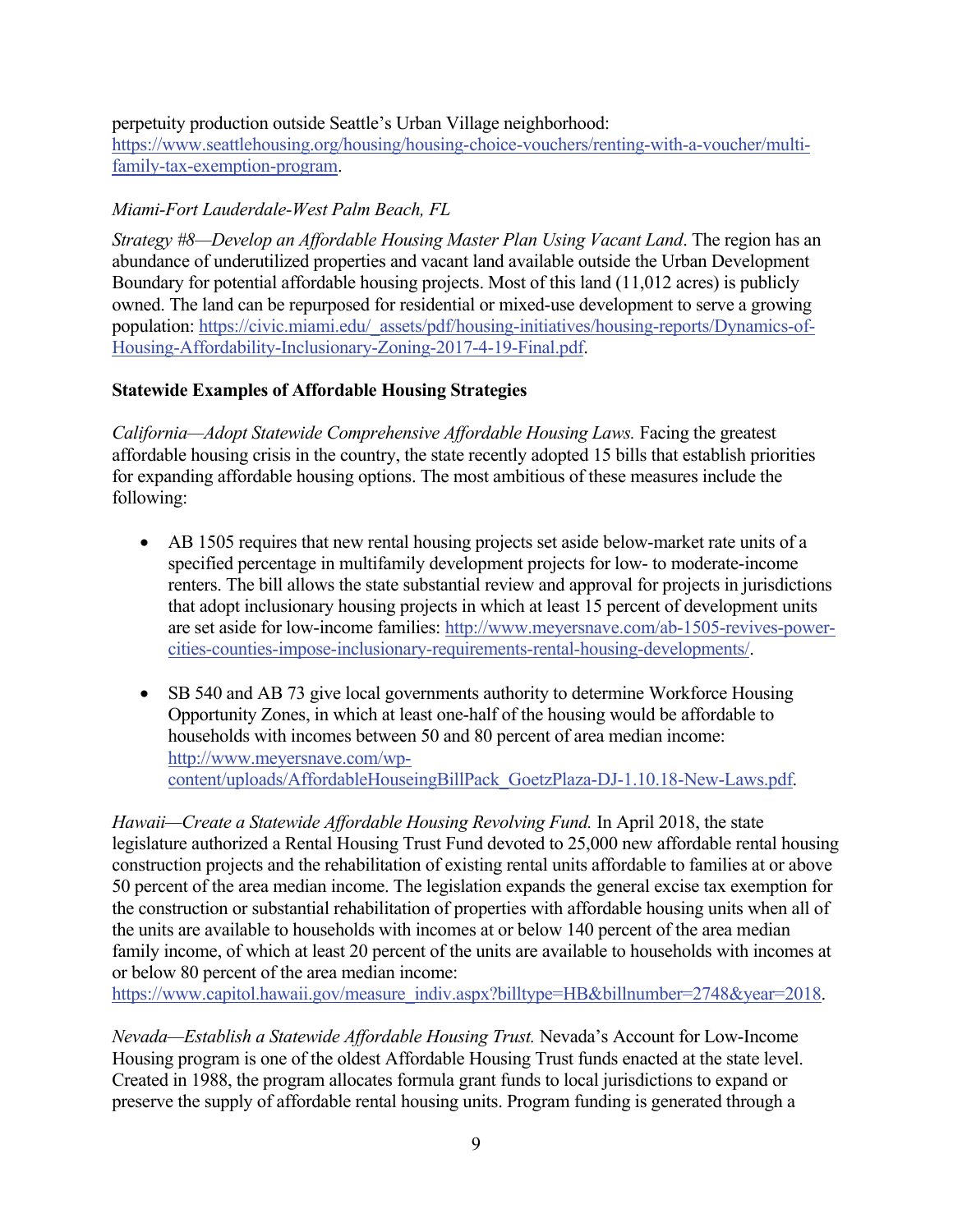perpetuity production outside Seattle's Urban Village neighborhood: https://www.seattlehousing.org/housing/housing-choice-vouchers/renting-with-a-voucher/multi-family-tax-exemption-program.

*Miami-Fort Lauderdale-West Palm Beach, FL*

*Strategy #8—Develop an Affordable Housing Master Plan Using Vacant Land*. The region has an abundance of underutilized properties and vacant land available outside the Urban Development Boundary for potential affordable housing projects. Most of this land (11,012 acres) is publicly owned. The land can be repurposed for residential or mixed-use development to serve a growing population: https://civic.miami.edu/_assets/pdf/housing-initiatives/housing-reports/Dynamics-of-Housing-Affordability-Inclusionary-Zoning-2017-4-19-Final.pdf.

**Statewide Examples of Affordable Housing Strategies**

*California—Adopt Statewide Comprehensive Affordable Housing Laws.* Facing the greatest affordable housing crisis in the country, the state recently adopted 15 bills that establish priorities for expanding affordable housing options. The most ambitious of these measures include the following:

- AB 1505 requires that new rental housing projects set aside below-market rate units of a specified percentage in multifamily development projects for low- to moderate-income renters. The bill allows the state substantial review and approval for projects in jurisdictions that adopt inclusionary housing projects in which at least 15 percent of development units are set aside for low-income families: http://www.meyersnave.com/ab-1505-revives-power-cities-counties-impose-inclusionary-requirements-rental-housing-developments/.

- SB 540 and AB 73 give local governments authority to determine Workforce Housing Opportunity Zones, in which at least one-half of the housing would be affordable to households with incomes between 50 and 80 percent of area median income: http://www.meyersnave.com/wp-content/uploads/AffordableHouseingBillPack_GoetzPlaza-DJ-1.10.18-New-Laws.pdf.

*Hawaii—Create a Statewide Affordable Housing Revolving Fund.* In April 2018, the state legislature authorized a Rental Housing Trust Fund devoted to 25,000 new affordable rental housing construction projects and the rehabilitation of existing rental units affordable to families at or above 50 percent of the area median income. The legislation expands the general excise tax exemption for the construction or substantial rehabilitation of properties with affordable housing units when all of the units are available to households with incomes at or below 140 percent of the area median family income, of which at least 20 percent of the units are available to households with incomes at or below 80 percent of the area median income: https://www.capitol.hawaii.gov/measure_indiv.aspx?billtype=HB&billnumber=2748&year=2018.

*Nevada—Establish a Statewide Affordable Housing Trust.* Nevada's Account for Low-Income Housing program is one of the oldest Affordable Housing Trust funds enacted at the state level. Created in 1988, the program allocates formula grant funds to local jurisdictions to expand or preserve the supply of affordable rental housing units. Program funding is generated through a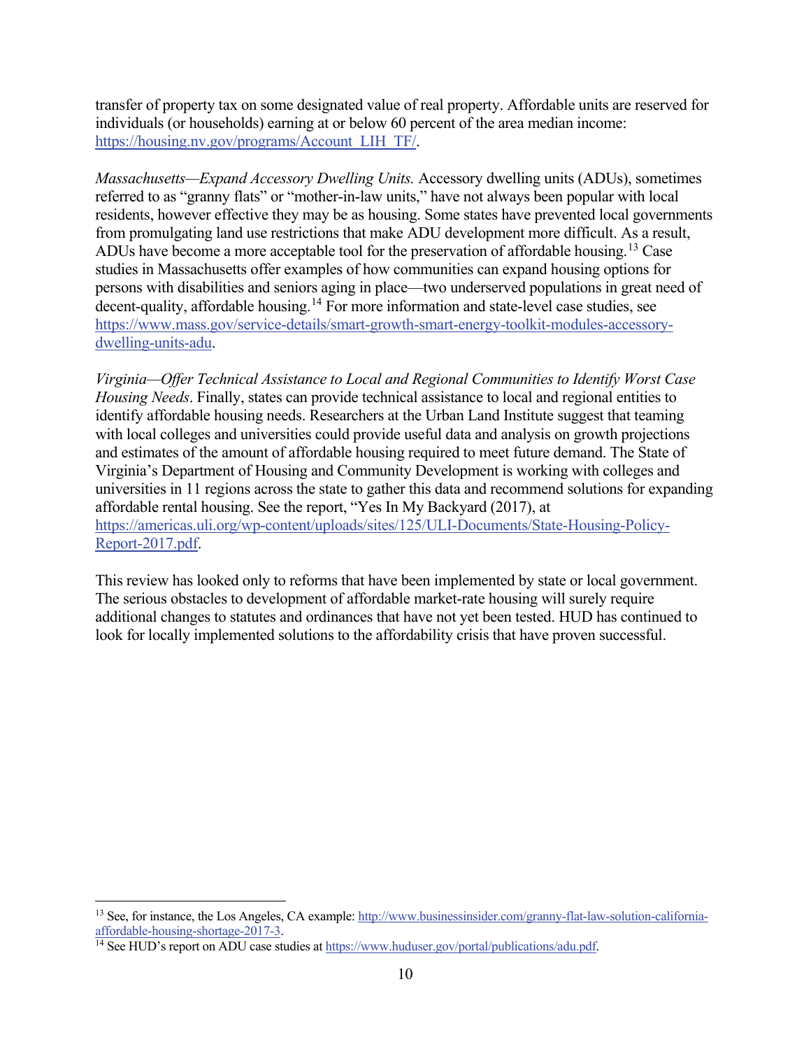transfer of property tax on some designated value of real property. Affordable units are reserved for individuals (or households) earning at or below 60 percent of the area median income: https://housing.nv.gov/programs/Account_LIH_TF/.

*Massachusetts—Expand Accessory Dwelling Units.* Accessory dwelling units (ADUs), sometimes referred to as "granny flats" or "mother-in-law units," have not always been popular with local residents, however effective they may be as housing. Some states have prevented local governments from promulgating land use restrictions that make ADU development more difficult. As a result, ADUs have become a more acceptable tool for the preservation of affordable housing.[13] Case studies in Massachusetts offer examples of how communities can expand housing options for persons with disabilities and seniors aging in place—two underserved populations in great need of decent-quality, affordable housing.[14] For more information and state-level case studies, see https://www.mass.gov/service-details/smart-growth-smart-energy-toolkit-modules-accessory-dwelling-units-adu.

*Virginia—Offer Technical Assistance to Local and Regional Communities to Identify Worst Case Housing Needs*. Finally, states can provide technical assistance to local and regional entities to identify affordable housing needs. Researchers at the Urban Land Institute suggest that teaming with local colleges and universities could provide useful data and analysis on growth projections and estimates of the amount of affordable housing required to meet future demand. The State of Virginia's Department of Housing and Community Development is working with colleges and universities in 11 regions across the state to gather this data and recommend solutions for expanding affordable rental housing. See the report, "Yes In My Backyard (2017), at https://americas.uli.org/wp-content/uploads/sites/125/ULI-Documents/State-Housing-Policy-Report-2017.pdf.

This review has looked only to reforms that have been implemented by state or local government. The serious obstacles to development of affordable market-rate housing will surely require additional changes to statutes and ordinances that have not yet been tested. HUD has continued to look for locally implemented solutions to the affordability crisis that have proven successful.

---

[13] See, for instance, the Los Angeles, CA example: http://www.businessinsider.com/granny-flat-law-solution-california-affordable-housing-shortage-2017-3.

[14] See HUD's report on ADU case studies at https://www.huduser.gov/portal/publications/adu.pdf.